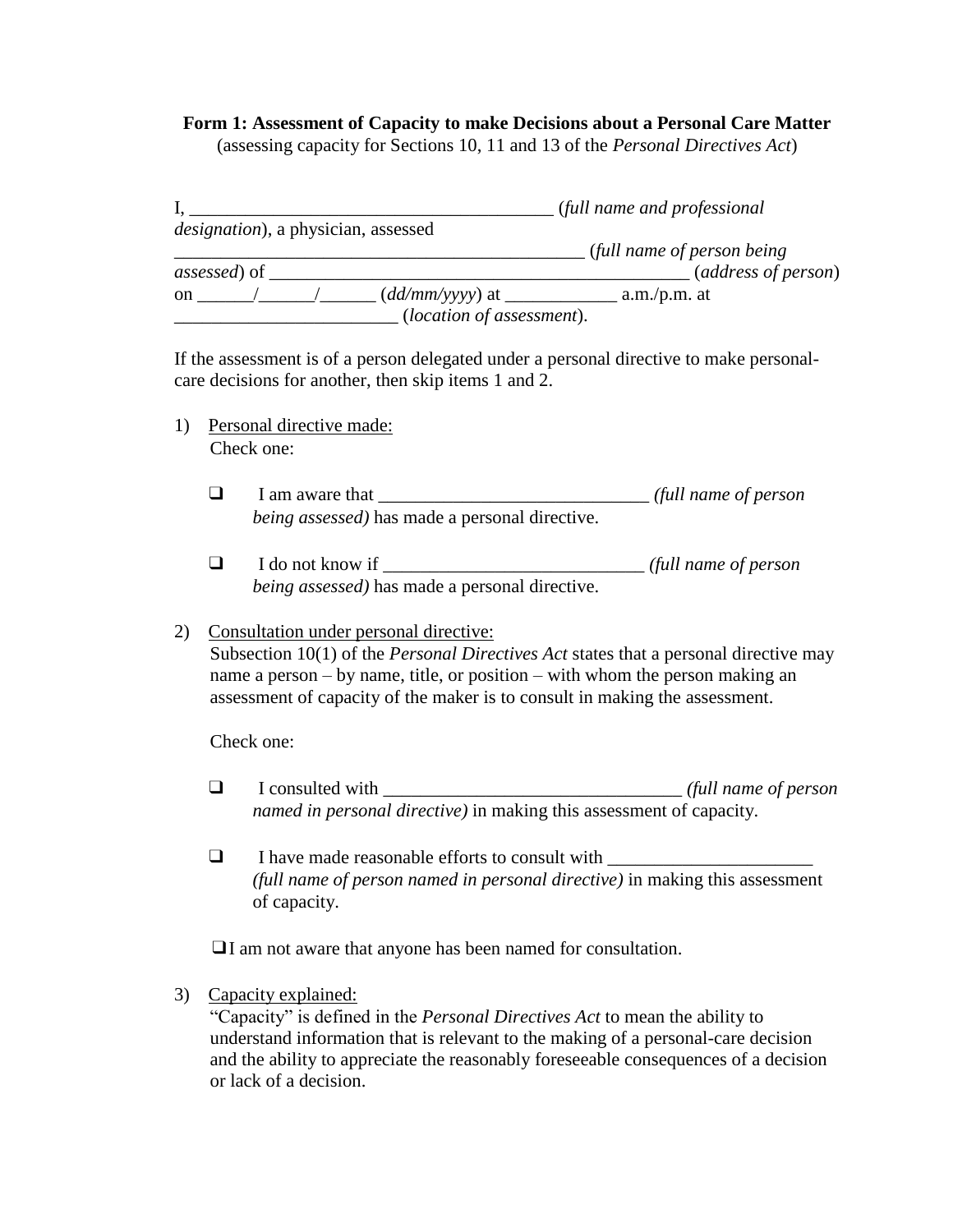**Form 1: Assessment of Capacity to make Decisions about a Personal Care Matter**
(assessing capacity for Sections 10, 11 and 13 of the *Personal Directives Act*)

I, _______________________________________ (*full name and professional designation*), a physician, assessed _____________________________________________ (*full name of person being assessed*) of _____________________________________________ (*address of person*) on ______/______/______ (*dd/mm/yyyy*) at ____________ a.m./p.m. at ________________________ (*location of assessment*).

If the assessment is of a person delegated under a personal directive to make personal-care decisions for another, then skip items 1 and 2.

1) Personal directive made:
   Check one:

   - ❑ I am aware that _____________________________ *(full name of person being assessed)* has made a personal directive.

   - ❑ I do not know if ____________________________ *(full name of person being assessed)* has made a personal directive.

2) Consultation under personal directive:
   Subsection 10(1) of the *Personal Directives Act* states that a personal directive may name a person – by name, title, or position – with whom the person making an assessment of capacity of the maker is to consult in making the assessment.

   Check one:

   - ❑ I consulted with ________________________________ *(full name of person named in personal directive)* in making this assessment of capacity.

   - ❑ I have made reasonable efforts to consult with ______________________ *(full name of person named in personal directive)* in making this assessment of capacity.

   - ❑ I am not aware that anyone has been named for consultation.

3) Capacity explained:
   "Capacity" is defined in the *Personal Directives Act* to mean the ability to understand information that is relevant to the making of a personal-care decision and the ability to appreciate the reasonably foreseeable consequences of a decision or lack of a decision.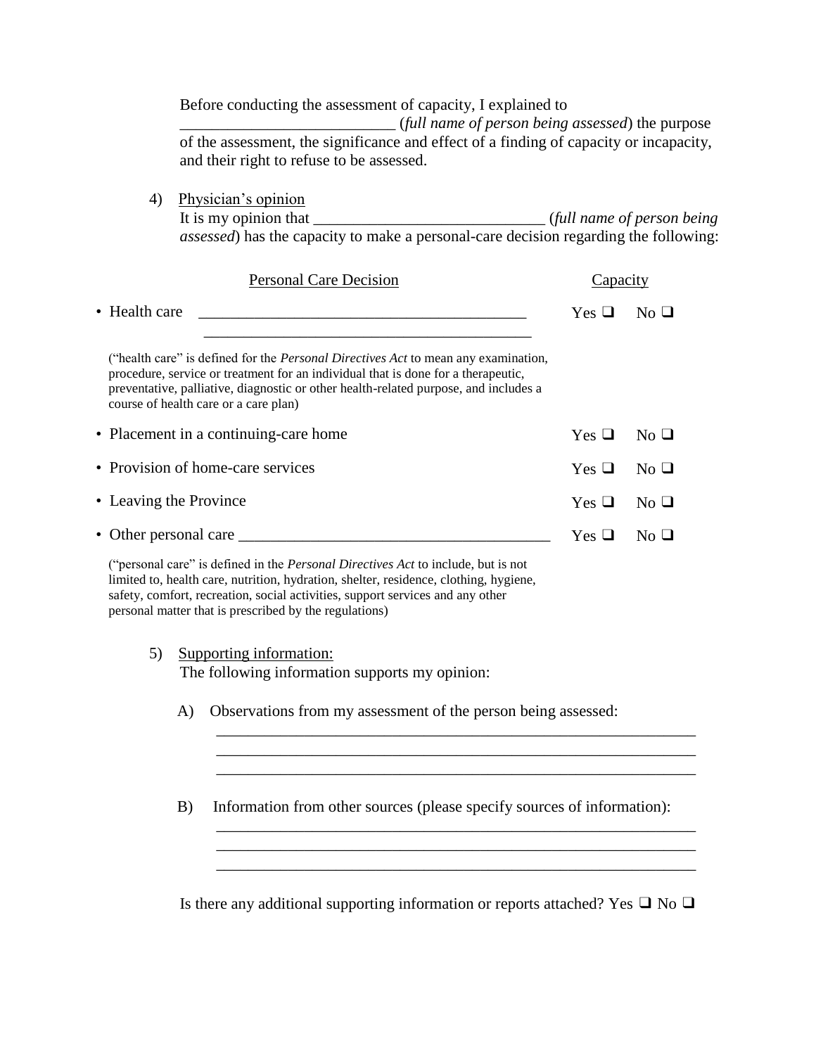Before conducting the assessment of capacity, I explained to \_\_\_\_\_\_\_\_\_\_\_\_\_\_\_\_\_\_\_\_\_\_\_\_\_\_\_ (*full name of person being assessed*) the purpose of the assessment, the significance and effect of a finding of capacity or incapacity, and their right to refuse to be assessed.

4) Physician's opinion

It is my opinion that \_\_\_\_\_\_\_\_\_\_\_\_\_\_\_\_\_\_\_\_\_\_\_\_\_\_\_\_\_ (*full name of person being assessed*) has the capacity to make a personal-care decision regarding the following:

| Personal Care Decision | Capacity |
|---|---|
| • Health care \_\_\_\_\_\_\_\_\_\_\_\_\_\_\_\_\_\_\_\_\_\_\_\_\_\_\_\_\_\_\_\_\_\_\_\_\_\_\_\_\_\_ \_\_\_\_\_\_\_\_\_\_\_\_\_\_\_\_\_\_\_\_\_\_\_\_\_\_\_\_\_\_\_\_\_\_\_\_\_\_\_\_\_\_ | Yes ❑ No ❑ |
| ("health care" is defined for the *Personal Directives Act* to mean any examination, procedure, service or treatment for an individual that is done for a therapeutic, preventative, palliative, diagnostic or other health-related purpose, and includes a course of health care or a care plan) | |
| • Placement in a continuing-care home | Yes ❑ No ❑ |
| • Provision of home-care services | Yes ❑ No ❑ |
| • Leaving the Province | Yes ❑ No ❑ |
| • Other personal care \_\_\_\_\_\_\_\_\_\_\_\_\_\_\_\_\_\_\_\_\_\_\_\_\_\_\_\_\_\_\_\_\_\_\_\_\_\_\_\_ | Yes ❑ No ❑ |

("personal care" is defined in the *Personal Directives Act* to include, but is not limited to, health care, nutrition, hydration, shelter, residence, clothing, hygiene, safety, comfort, recreation, social activities, support services and any other personal matter that is prescribed by the regulations)

5) Supporting information:

The following information supports my opinion:

A) Observations from my assessment of the person being assessed:

\_\_\_\_\_\_\_\_\_\_\_\_\_\_\_\_\_\_\_\_\_\_\_\_\_\_\_\_\_\_\_\_\_\_\_\_\_\_\_\_\_\_\_\_\_\_\_\_\_\_\_\_\_\_\_\_\_\_\_\_
\_\_\_\_\_\_\_\_\_\_\_\_\_\_\_\_\_\_\_\_\_\_\_\_\_\_\_\_\_\_\_\_\_\_\_\_\_\_\_\_\_\_\_\_\_\_\_\_\_\_\_\_\_\_\_\_\_\_\_\_
\_\_\_\_\_\_\_\_\_\_\_\_\_\_\_\_\_\_\_\_\_\_\_\_\_\_\_\_\_\_\_\_\_\_\_\_\_\_\_\_\_\_\_\_\_\_\_\_\_\_\_\_\_\_\_\_\_\_\_\_

B) Information from other sources (please specify sources of information):

\_\_\_\_\_\_\_\_\_\_\_\_\_\_\_\_\_\_\_\_\_\_\_\_\_\_\_\_\_\_\_\_\_\_\_\_\_\_\_\_\_\_\_\_\_\_\_\_\_\_\_\_\_\_\_\_\_\_\_\_
\_\_\_\_\_\_\_\_\_\_\_\_\_\_\_\_\_\_\_\_\_\_\_\_\_\_\_\_\_\_\_\_\_\_\_\_\_\_\_\_\_\_\_\_\_\_\_\_\_\_\_\_\_\_\_\_\_\_\_\_
\_\_\_\_\_\_\_\_\_\_\_\_\_\_\_\_\_\_\_\_\_\_\_\_\_\_\_\_\_\_\_\_\_\_\_\_\_\_\_\_\_\_\_\_\_\_\_\_\_\_\_\_\_\_\_\_\_\_\_\_

Is there any additional supporting information or reports attached? Yes ❑ No ❑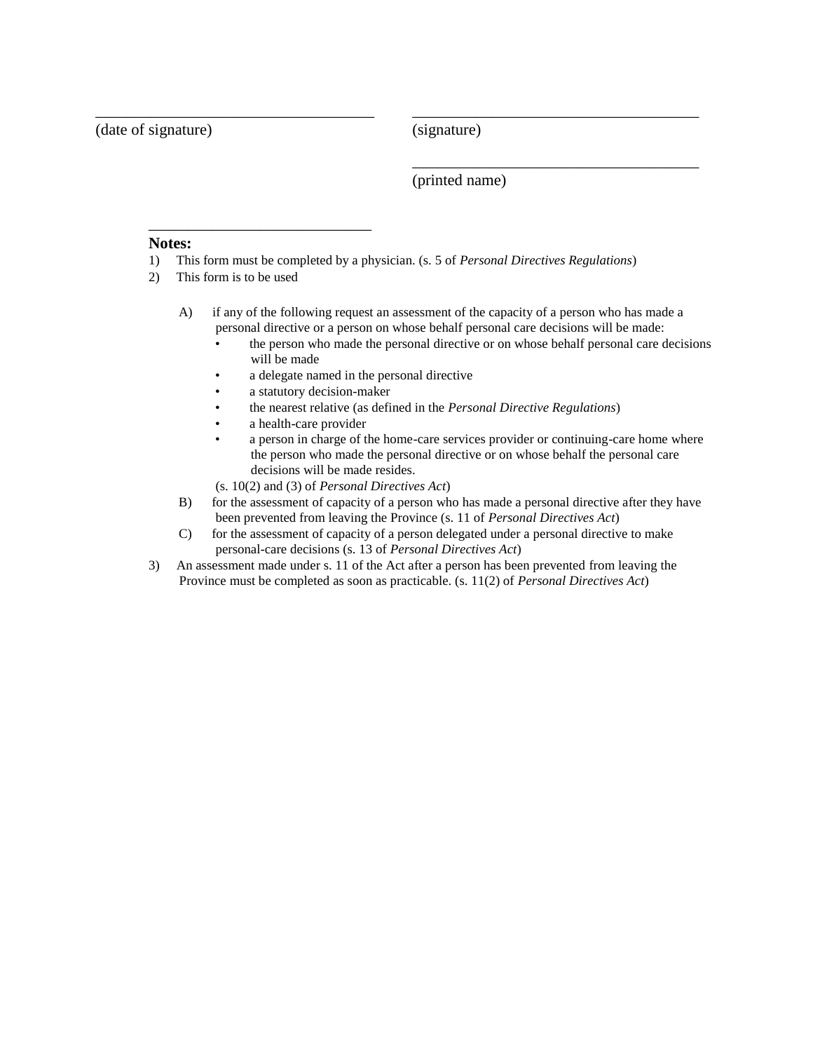| | |
|---|---|
| ___________________________________ | ___________________________________ |
| (date of signature) | (signature) |
| | ___________________________________ |
| | (printed name) |

____________________________

**Notes:**

1) This form must be completed by a physician. (s. 5 of *Personal Directives Regulations*)
2) This form is to be used

   A) if any of the following request an assessment of the capacity of a person who has made a personal directive or a person on whose behalf personal care decisions will be made:
      - the person who made the personal directive or on whose behalf personal care decisions will be made
      - a delegate named in the personal directive
      - a statutory decision-maker
      - the nearest relative (as defined in the *Personal Directive Regulations*)
      - a health-care provider
      - a person in charge of the home-care services provider or continuing-care home where the person who made the personal directive or on whose behalf the personal care decisions will be made resides.

      (s. 10(2) and (3) of *Personal Directives Act*)

   B) for the assessment of capacity of a person who has made a personal directive after they have been prevented from leaving the Province (s. 11 of *Personal Directives Act*)

   C) for the assessment of capacity of a person delegated under a personal directive to make personal-care decisions (s. 13 of *Personal Directives Act*)

3) An assessment made under s. 11 of the Act after a person has been prevented from leaving the Province must be completed as soon as practicable. (s. 11(2) of *Personal Directives Act*)